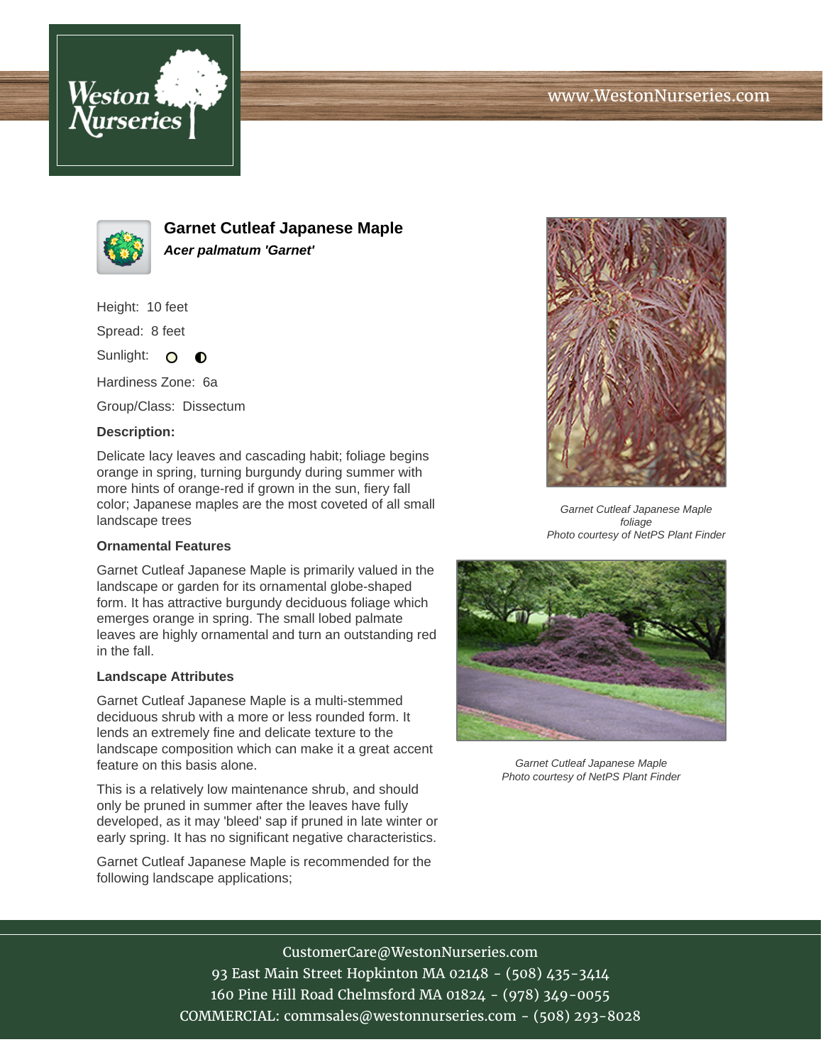Weston Nurseries

www.WestonNurseries.com

# Garnet Cutleaf Japanese Maple

***Acer palmatum 'Garnet'***

Height: 10 feet

Spread: 8 feet

Sunlight: ○ ◐

Hardiness Zone: 6a

Group/Class: Dissectum

**Description:**

Delicate lacy leaves and cascading habit; foliage begins orange in spring, turning burgundy during summer with more hints of orange-red if grown in the sun, fiery fall color; Japanese maples are the most coveted of all small landscape trees

### Ornamental Features

Garnet Cutleaf Japanese Maple is primarily valued in the landscape or garden for its ornamental globe-shaped form. It has attractive burgundy deciduous foliage which emerges orange in spring. The small lobed palmate leaves are highly ornamental and turn an outstanding red in the fall.

### Landscape Attributes

Garnet Cutleaf Japanese Maple is a multi-stemmed deciduous shrub with a more or less rounded form. It lends an extremely fine and delicate texture to the landscape composition which can make it a great accent feature on this basis alone.

This is a relatively low maintenance shrub, and should only be pruned in summer after the leaves have fully developed, as it may 'bleed' sap if pruned in late winter or early spring. It has no significant negative characteristics.

Garnet Cutleaf Japanese Maple is recommended for the following landscape applications;

*Garnet Cutleaf Japanese Maple foliage*
*Photo courtesy of NetPS Plant Finder*

*Garnet Cutleaf Japanese Maple*
*Photo courtesy of NetPS Plant Finder*

CustomerCare@WestonNurseries.com
93 East Main Street Hopkinton MA 02148 - (508) 435-3414
160 Pine Hill Road Chelmsford MA 01824 - (978) 349-0055
COMMERCIAL: commsales@westonnurseries.com - (508) 293-8028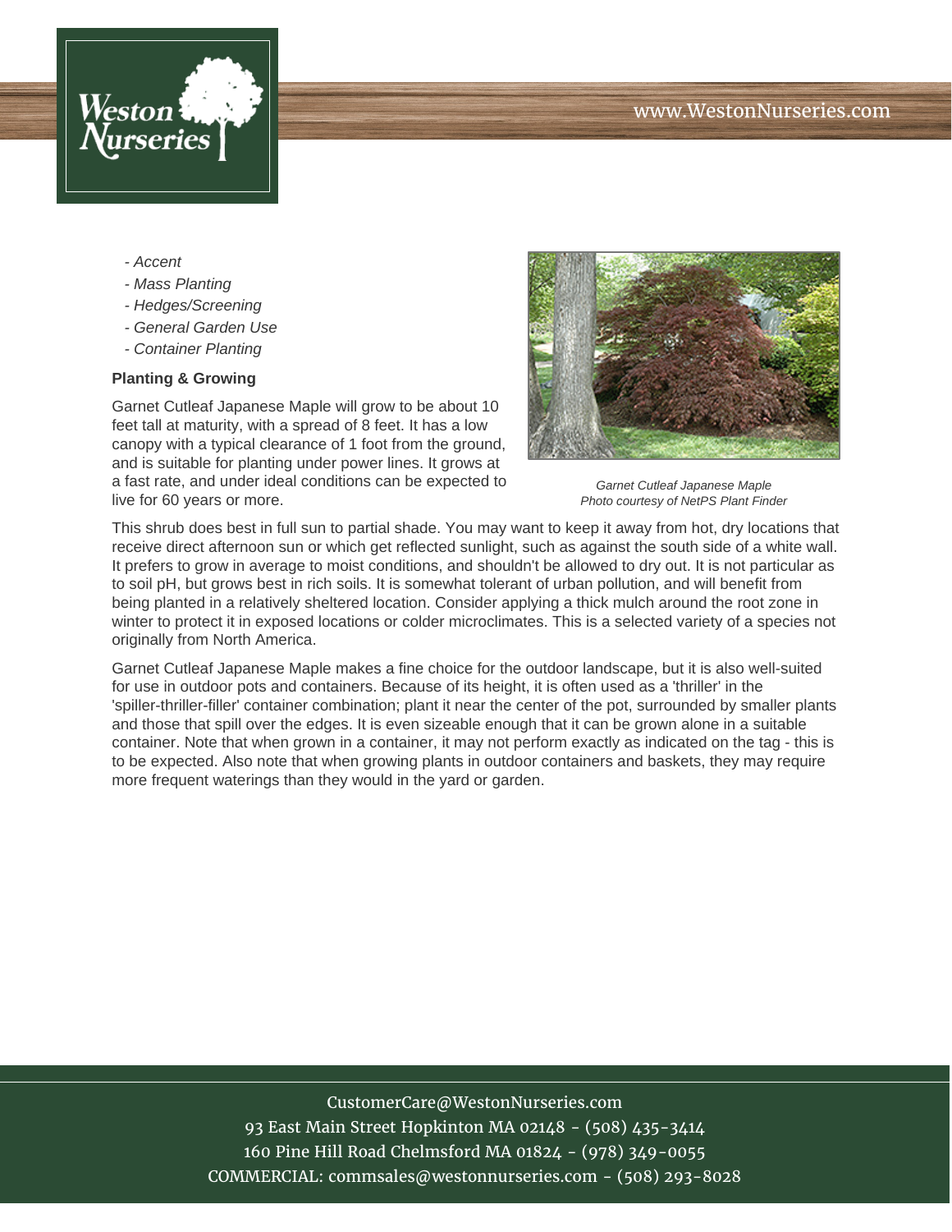- *Accent*
- *Mass Planting*
- *Hedges/Screening*
- *General Garden Use*
- *Container Planting*

**Planting & Growing**

Garnet Cutleaf Japanese Maple will grow to be about 10 feet tall at maturity, with a spread of 8 feet. It has a low canopy with a typical clearance of 1 foot from the ground, and is suitable for planting under power lines. It grows at a fast rate, and under ideal conditions can be expected to live for 60 years or more.

*Garnet Cutleaf Japanese Maple*
*Photo courtesy of NetPS Plant Finder*

This shrub does best in full sun to partial shade. You may want to keep it away from hot, dry locations that receive direct afternoon sun or which get reflected sunlight, such as against the south side of a white wall. It prefers to grow in average to moist conditions, and shouldn't be allowed to dry out. It is not particular as to soil pH, but grows best in rich soils. It is somewhat tolerant of urban pollution, and will benefit from being planted in a relatively sheltered location. Consider applying a thick mulch around the root zone in winter to protect it in exposed locations or colder microclimates. This is a selected variety of a species not originally from North America.

Garnet Cutleaf Japanese Maple makes a fine choice for the outdoor landscape, but it is also well-suited for use in outdoor pots and containers. Because of its height, it is often used as a 'thriller' in the 'spiller-thriller-filler' container combination; plant it near the center of the pot, surrounded by smaller plants and those that spill over the edges. It is even sizeable enough that it can be grown alone in a suitable container. Note that when grown in a container, it may not perform exactly as indicated on the tag - this is to be expected. Also note that when growing plants in outdoor containers and baskets, they may require more frequent waterings than they would in the yard or garden.